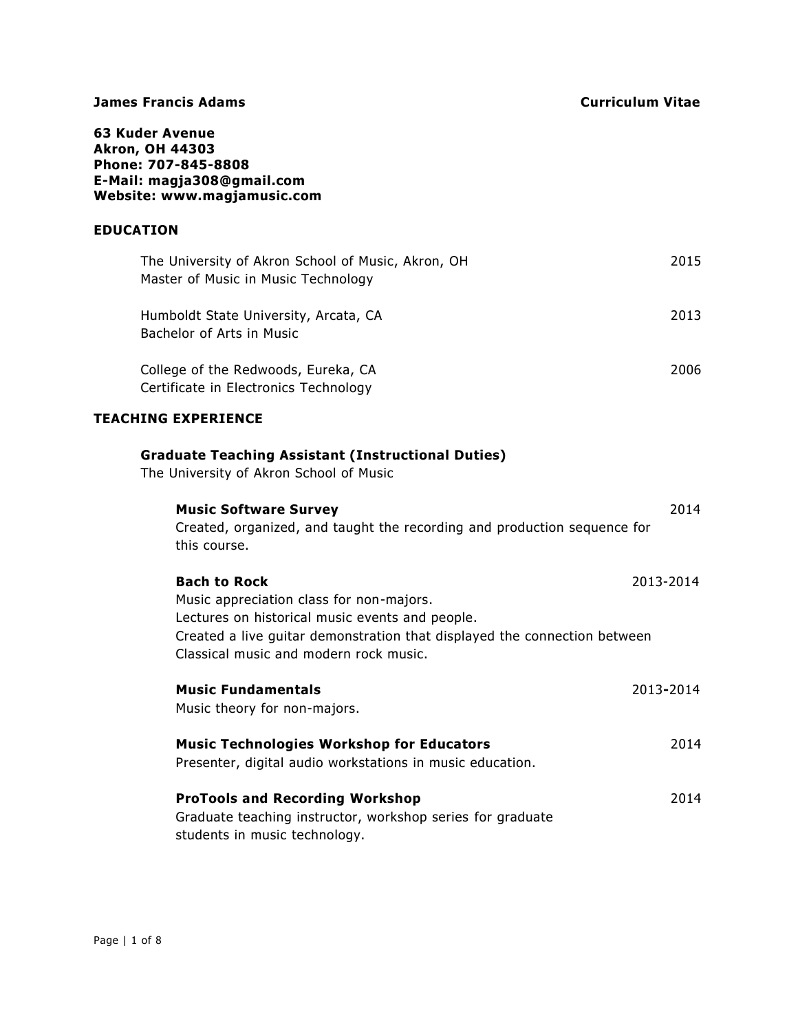**James Francis Adams** **Curriculum Vitae**

**63 Kuder Avenue**
**Akron, OH 44303**
**Phone: 707-845-8808**
**E-Mail: magja308@gmail.com**
**Website: www.magjamusic.com**

## EDUCATION

The University of Akron School of Music, Akron, OH — 2015
Master of Music in Music Technology

Humboldt State University, Arcata, CA — 2013
Bachelor of Arts in Music

College of the Redwoods, Eureka, CA — 2006
Certificate in Electronics Technology

## TEACHING EXPERIENCE

### Graduate Teaching Assistant (Instructional Duties)

The University of Akron School of Music

**Music Software Survey** — 2014
Created, organized, and taught the recording and production sequence for this course.

**Bach to Rock** — 2013-2014
Music appreciation class for non-majors.
Lectures on historical music events and people.
Created a live guitar demonstration that displayed the connection between Classical music and modern rock music.

**Music Fundamentals** — 2013-2014
Music theory for non-majors.

**Music Technologies Workshop for Educators** — 2014
Presenter, digital audio workstations in music education.

**ProTools and Recording Workshop** — 2014
Graduate teaching instructor, workshop series for graduate students in music technology.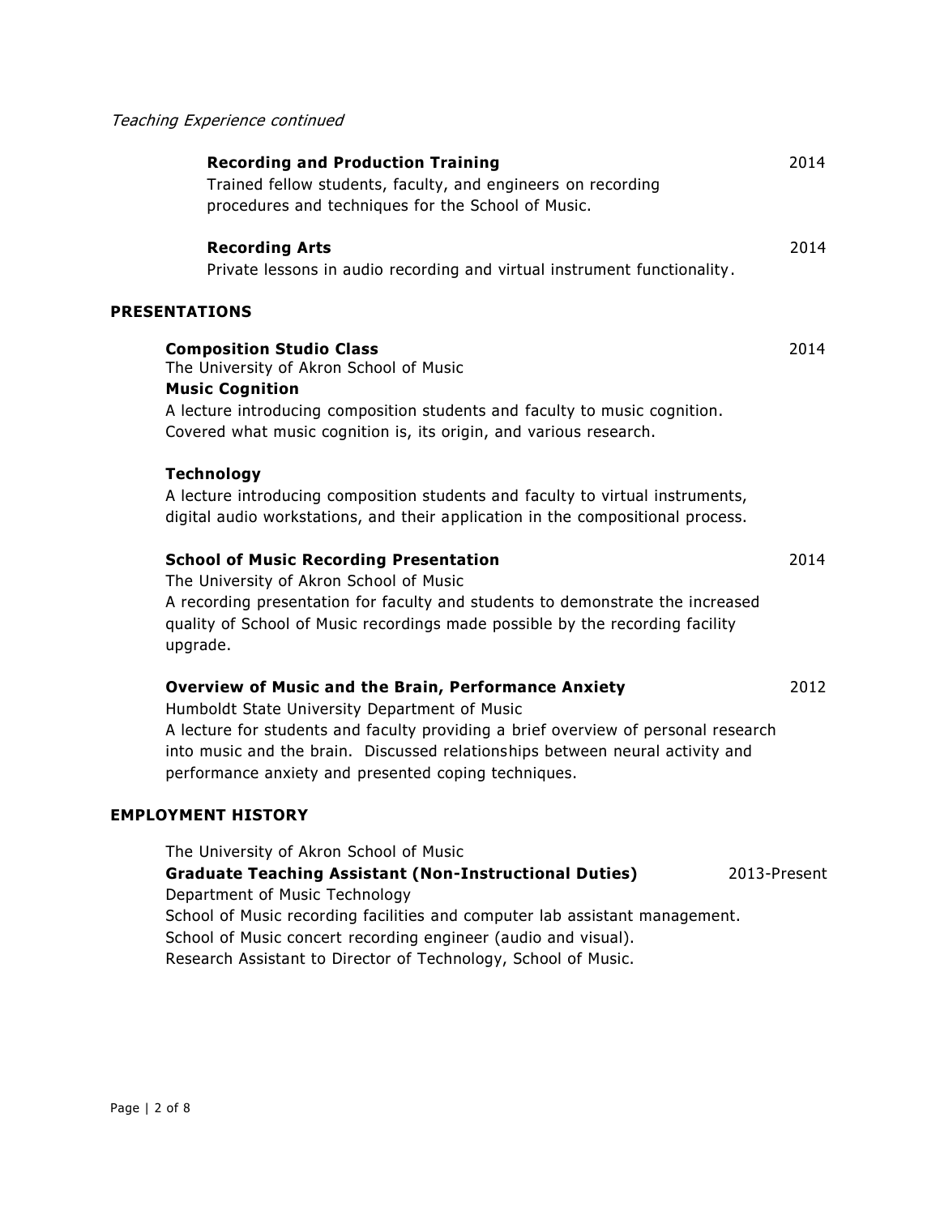*Teaching Experience continued*

**Recording and Production Training** 2014
Trained fellow students, faculty, and engineers on recording procedures and techniques for the School of Music.

**Recording Arts** 2014
Private lessons in audio recording and virtual instrument functionality.

## PRESENTATIONS

**Composition Studio Class** 2014
The University of Akron School of Music
**Music Cognition**
A lecture introducing composition students and faculty to music cognition. Covered what music cognition is, its origin, and various research.

**Technology**
A lecture introducing composition students and faculty to virtual instruments, digital audio workstations, and their application in the compositional process.

**School of Music Recording Presentation** 2014
The University of Akron School of Music
A recording presentation for faculty and students to demonstrate the increased quality of School of Music recordings made possible by the recording facility upgrade.

**Overview of Music and the Brain, Performance Anxiety** 2012
Humboldt State University Department of Music
A lecture for students and faculty providing a brief overview of personal research into music and the brain. Discussed relationships between neural activity and performance anxiety and presented coping techniques.

## EMPLOYMENT HISTORY

The University of Akron School of Music
**Graduate Teaching Assistant (Non-Instructional Duties)** 2013-Present
Department of Music Technology
School of Music recording facilities and computer lab assistant management.
School of Music concert recording engineer (audio and visual).
Research Assistant to Director of Technology, School of Music.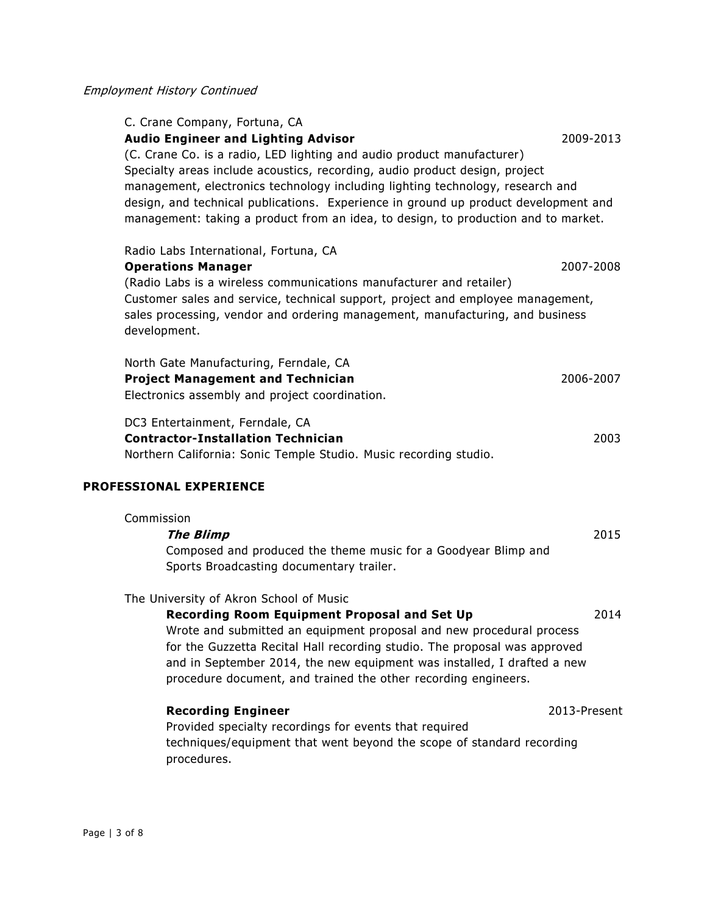*Employment History Continued*

C. Crane Company, Fortuna, CA
**Audio Engineer and Lighting Advisor** 2009-2013
(C. Crane Co. is a radio, LED lighting and audio product manufacturer)
Specialty areas include acoustics, recording, audio product design, project management, electronics technology including lighting technology, research and design, and technical publications. Experience in ground up product development and management: taking a product from an idea, to design, to production and to market.

Radio Labs International, Fortuna, CA
**Operations Manager** 2007-2008
(Radio Labs is a wireless communications manufacturer and retailer)
Customer sales and service, technical support, project and employee management, sales processing, vendor and ordering management, manufacturing, and business development.

North Gate Manufacturing, Ferndale, CA
**Project Management and Technician** 2006-2007
Electronics assembly and project coordination.

DC3 Entertainment, Ferndale, CA
**Contractor-Installation Technician** 2003
Northern California: Sonic Temple Studio. Music recording studio.

## PROFESSIONAL EXPERIENCE

Commission

***The Blimp*** 2015
Composed and produced the theme music for a Goodyear Blimp and Sports Broadcasting documentary trailer.

The University of Akron School of Music

**Recording Room Equipment Proposal and Set Up** 2014
Wrote and submitted an equipment proposal and new procedural process for the Guzzetta Recital Hall recording studio. The proposal was approved and in September 2014, the new equipment was installed, I drafted a new procedure document, and trained the other recording engineers.

**Recording Engineer** 2013-Present
Provided specialty recordings for events that required techniques/equipment that went beyond the scope of standard recording procedures.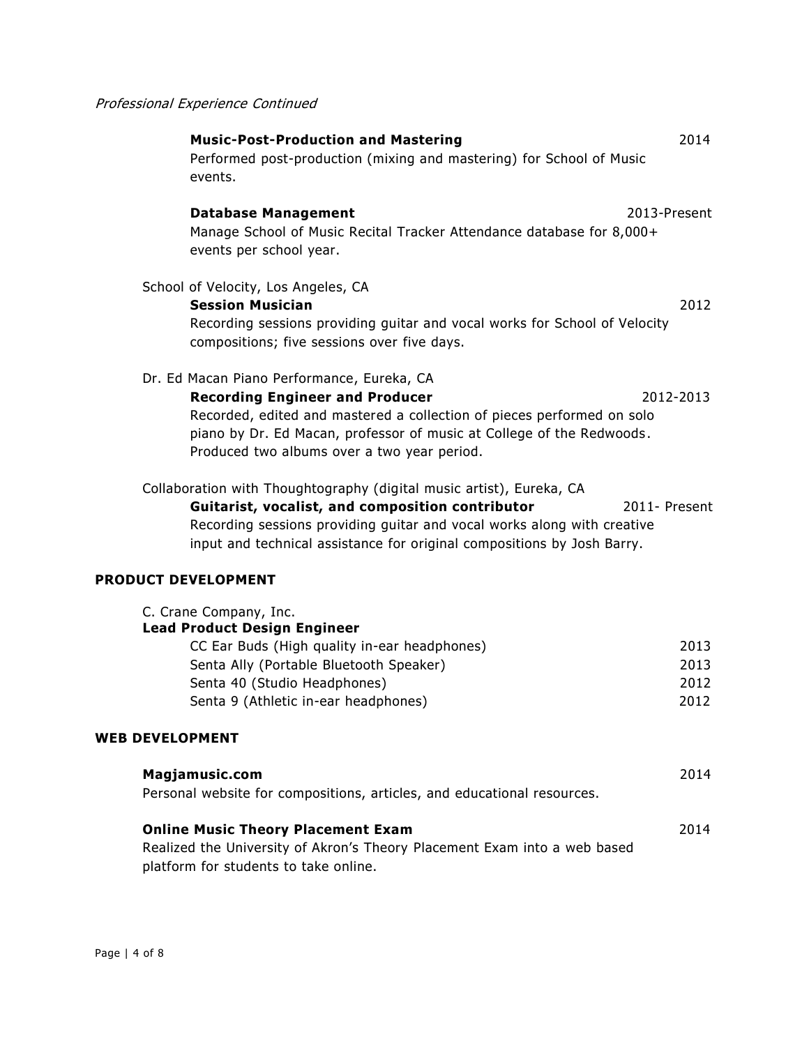*Professional Experience Continued*

**Music-Post-Production and Mastering** 2014
Performed post-production (mixing and mastering) for School of Music events.

**Database Management** 2013-Present
Manage School of Music Recital Tracker Attendance database for 8,000+ events per school year.

School of Velocity, Los Angeles, CA
**Session Musician** 2012
Recording sessions providing guitar and vocal works for School of Velocity compositions; five sessions over five days.

Dr. Ed Macan Piano Performance, Eureka, CA
**Recording Engineer and Producer** 2012-2013
Recorded, edited and mastered a collection of pieces performed on solo piano by Dr. Ed Macan, professor of music at College of the Redwoods. Produced two albums over a two year period.

Collaboration with Thoughtography (digital music artist), Eureka, CA
**Guitarist, vocalist, and composition contributor** 2011- Present
Recording sessions providing guitar and vocal works along with creative input and technical assistance for original compositions by Josh Barry.

## PRODUCT DEVELOPMENT

C. Crane Company, Inc.
**Lead Product Design Engineer**

- CC Ear Buds (High quality in-ear headphones) 2013
- Senta Ally (Portable Bluetooth Speaker) 2013
- Senta 40 (Studio Headphones) 2012
- Senta 9 (Athletic in-ear headphones) 2012

## WEB DEVELOPMENT

**Magjamusic.com** 2014
Personal website for compositions, articles, and educational resources.

**Online Music Theory Placement Exam** 2014
Realized the University of Akron's Theory Placement Exam into a web based platform for students to take online.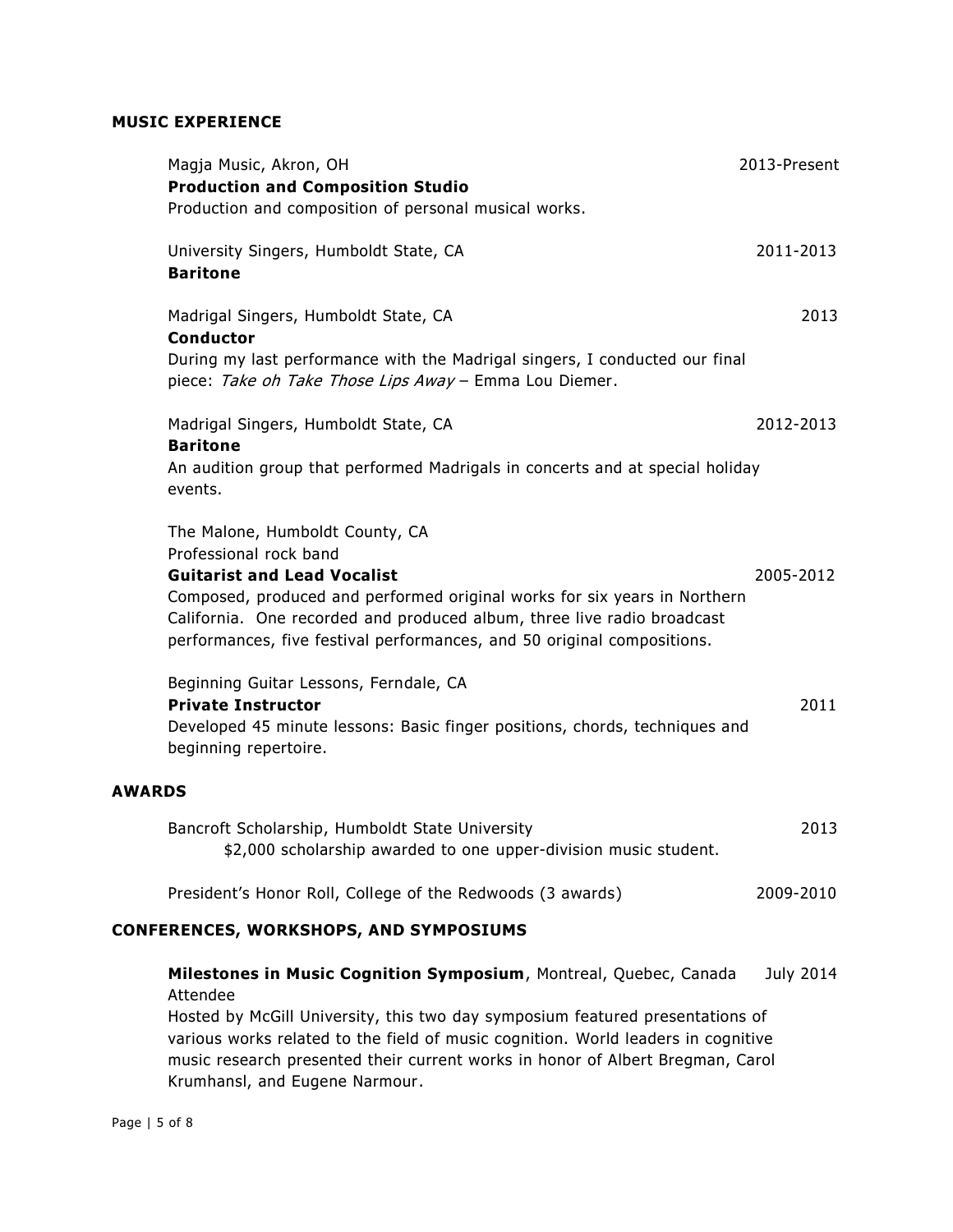## MUSIC EXPERIENCE

Magja Music, Akron, OH — 2013-Present
**Production and Composition Studio**
Production and composition of personal musical works.

University Singers, Humboldt State, CA — 2011-2013
**Baritone**

Madrigal Singers, Humboldt State, CA — 2013
**Conductor**
During my last performance with the Madrigal singers, I conducted our final piece: *Take oh Take Those Lips Away* – Emma Lou Diemer.

Madrigal Singers, Humboldt State, CA — 2012-2013
**Baritone**
An audition group that performed Madrigals in concerts and at special holiday events.

The Malone, Humboldt County, CA
Professional rock band
**Guitarist and Lead Vocalist** — 2005-2012
Composed, produced and performed original works for six years in Northern California. One recorded and produced album, three live radio broadcast performances, five festival performances, and 50 original compositions.

Beginning Guitar Lessons, Ferndale, CA
**Private Instructor** — 2011
Developed 45 minute lessons: Basic finger positions, chords, techniques and beginning repertoire.

## AWARDS

Bancroft Scholarship, Humboldt State University — 2013
$2,000 scholarship awarded to one upper-division music student.

President's Honor Roll, College of the Redwoods (3 awards) — 2009-2010

## CONFERENCES, WORKSHOPS, AND SYMPOSIUMS

**Milestones in Music Cognition Symposium**, Montreal, Quebec, Canada — July 2014
Attendee
Hosted by McGill University, this two day symposium featured presentations of various works related to the field of music cognition. World leaders in cognitive music research presented their current works in honor of Albert Bregman, Carol Krumhansl, and Eugene Narmour.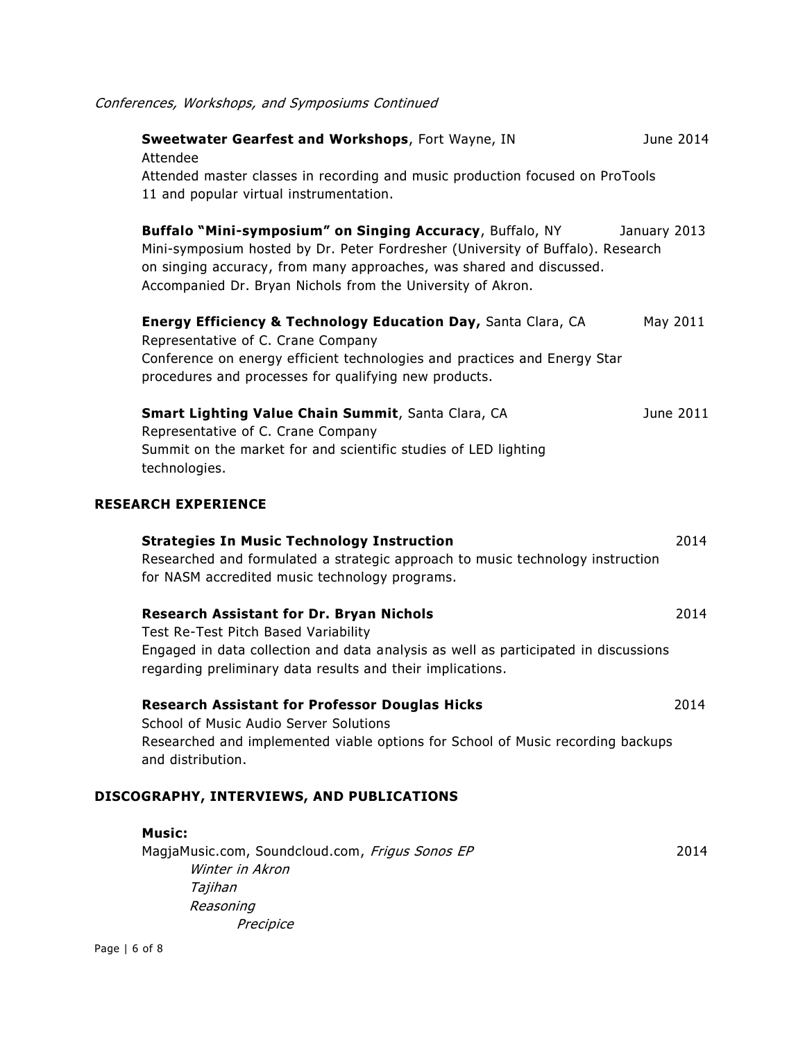*Conferences, Workshops, and Symposiums Continued*

**Sweetwater Gearfest and Workshops**, Fort Wayne, IN — June 2014
Attendee
Attended master classes in recording and music production focused on ProTools 11 and popular virtual instrumentation.

**Buffalo "Mini-symposium" on Singing Accuracy**, Buffalo, NY — January 2013
Mini-symposium hosted by Dr. Peter Fordresher (University of Buffalo). Research on singing accuracy, from many approaches, was shared and discussed. Accompanied Dr. Bryan Nichols from the University of Akron.

**Energy Efficiency & Technology Education Day,** Santa Clara, CA — May 2011
Representative of C. Crane Company
Conference on energy efficient technologies and practices and Energy Star procedures and processes for qualifying new products.

**Smart Lighting Value Chain Summit**, Santa Clara, CA — June 2011
Representative of C. Crane Company
Summit on the market for and scientific studies of LED lighting technologies.

## RESEARCH EXPERIENCE

**Strategies In Music Technology Instruction** — 2014
Researched and formulated a strategic approach to music technology instruction for NASM accredited music technology programs.

**Research Assistant for Dr. Bryan Nichols** — 2014
Test Re-Test Pitch Based Variability
Engaged in data collection and data analysis as well as participated in discussions regarding preliminary data results and their implications.

**Research Assistant for Professor Douglas Hicks** — 2014
School of Music Audio Server Solutions
Researched and implemented viable options for School of Music recording backups and distribution.

## DISCOGRAPHY, INTERVIEWS, AND PUBLICATIONS

**Music:**

MagjaMusic.com, Soundcloud.com, *Frigus Sonos EP* — 2014

- *Winter in Akron*
- *Tajihan*
- *Reasoning*
  - *Precipice*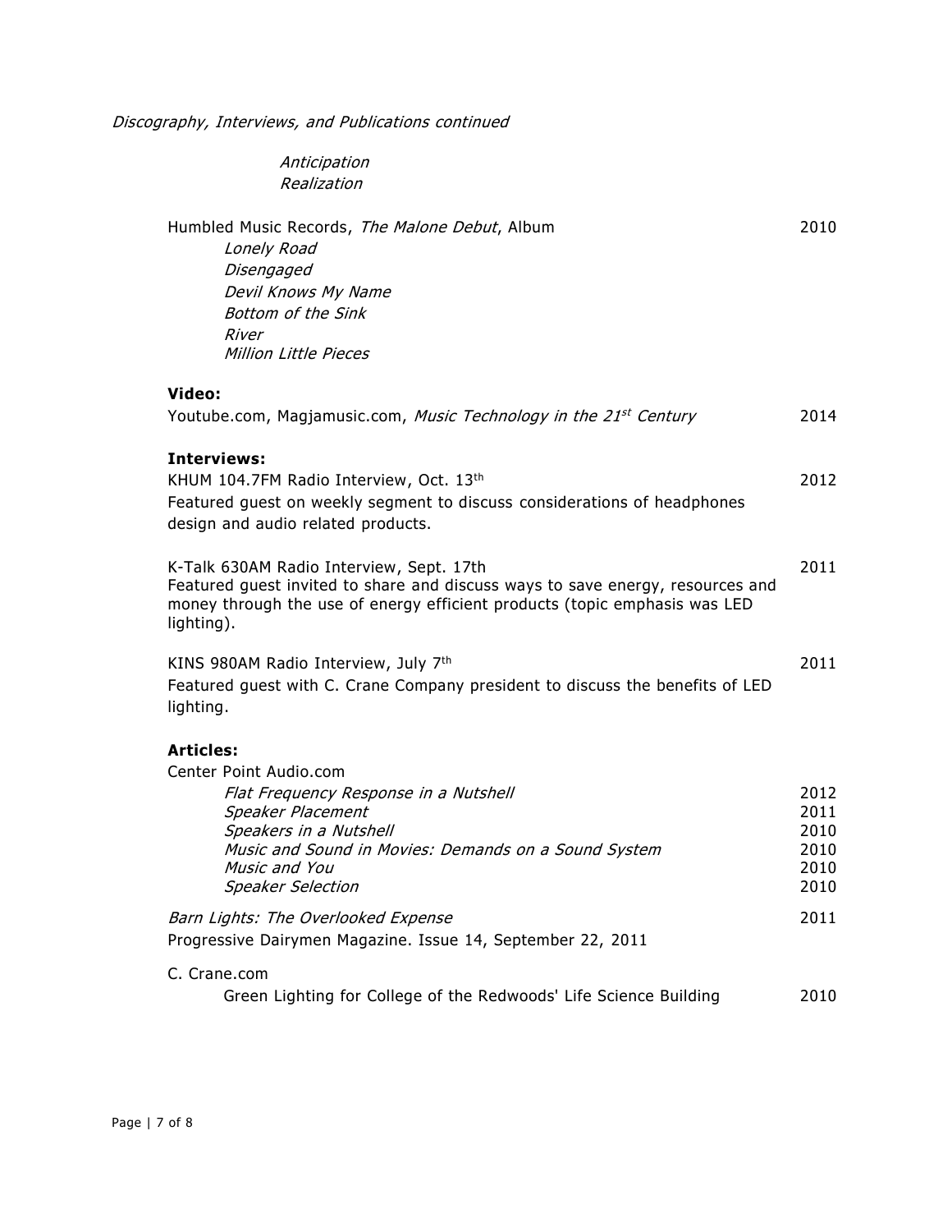*Discography, Interviews, and Publications continued*

*Anticipation*
*Realization*

Humbled Music Records, *The Malone Debut*, Album — 2010

*Lonely Road*
*Disengaged*
*Devil Knows My Name*
*Bottom of the Sink*
*River*
*Million Little Pieces*

**Video:**

Youtube.com, Magjamusic.com, *Music Technology in the 21st Century* — 2014

**Interviews:**

KHUM 104.7FM Radio Interview, Oct. 13th — 2012
Featured guest on weekly segment to discuss considerations of headphones design and audio related products.

K-Talk 630AM Radio Interview, Sept. 17th — 2011
Featured guest invited to share and discuss ways to save energy, resources and money through the use of energy efficient products (topic emphasis was LED lighting).

KINS 980AM Radio Interview, July 7th — 2011
Featured guest with C. Crane Company president to discuss the benefits of LED lighting.

**Articles:**

Center Point Audio.com

| Title | Year |
| --- | --- |
| *Flat Frequency Response in a Nutshell* | 2012 |
| *Speaker Placement* | 2011 |
| *Speakers in a Nutshell* | 2010 |
| *Music and Sound in Movies: Demands on a Sound System* | 2010 |
| *Music and You* | 2010 |
| *Speaker Selection* | 2010 |

*Barn Lights: The Overlooked Expense* — 2011
Progressive Dairymen Magazine. Issue 14, September 22, 2011

C. Crane.com

Green Lighting for College of the Redwoods' Life Science Building — 2010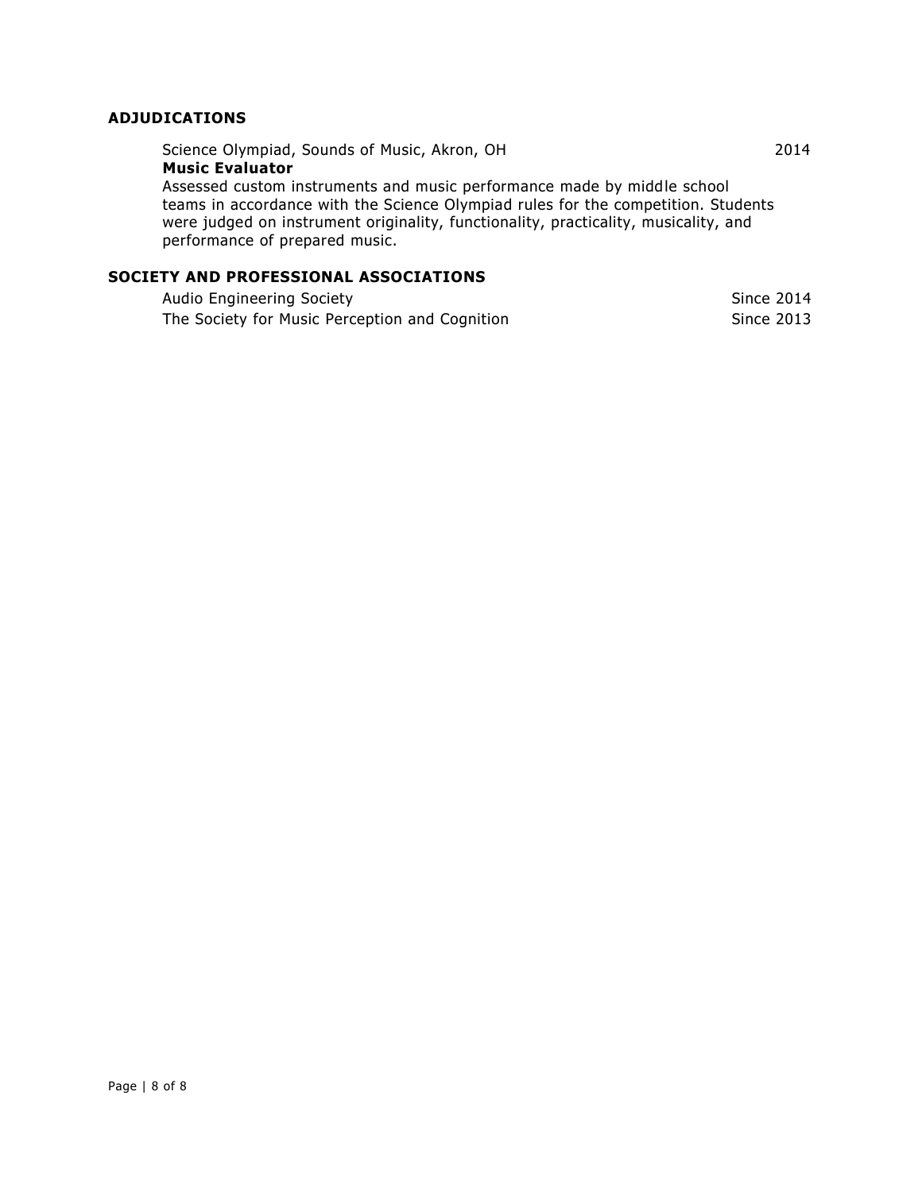## ADJUDICATIONS

Science Olympiad, Sounds of Music, Akron, OH 2014

**Music Evaluator**

Assessed custom instruments and music performance made by middle school teams in accordance with the Science Olympiad rules for the competition. Students were judged on instrument originality, functionality, practicality, musicality, and performance of prepared music.

## SOCIETY AND PROFESSIONAL ASSOCIATIONS

Audio Engineering Society Since 2014

The Society for Music Perception and Cognition Since 2013